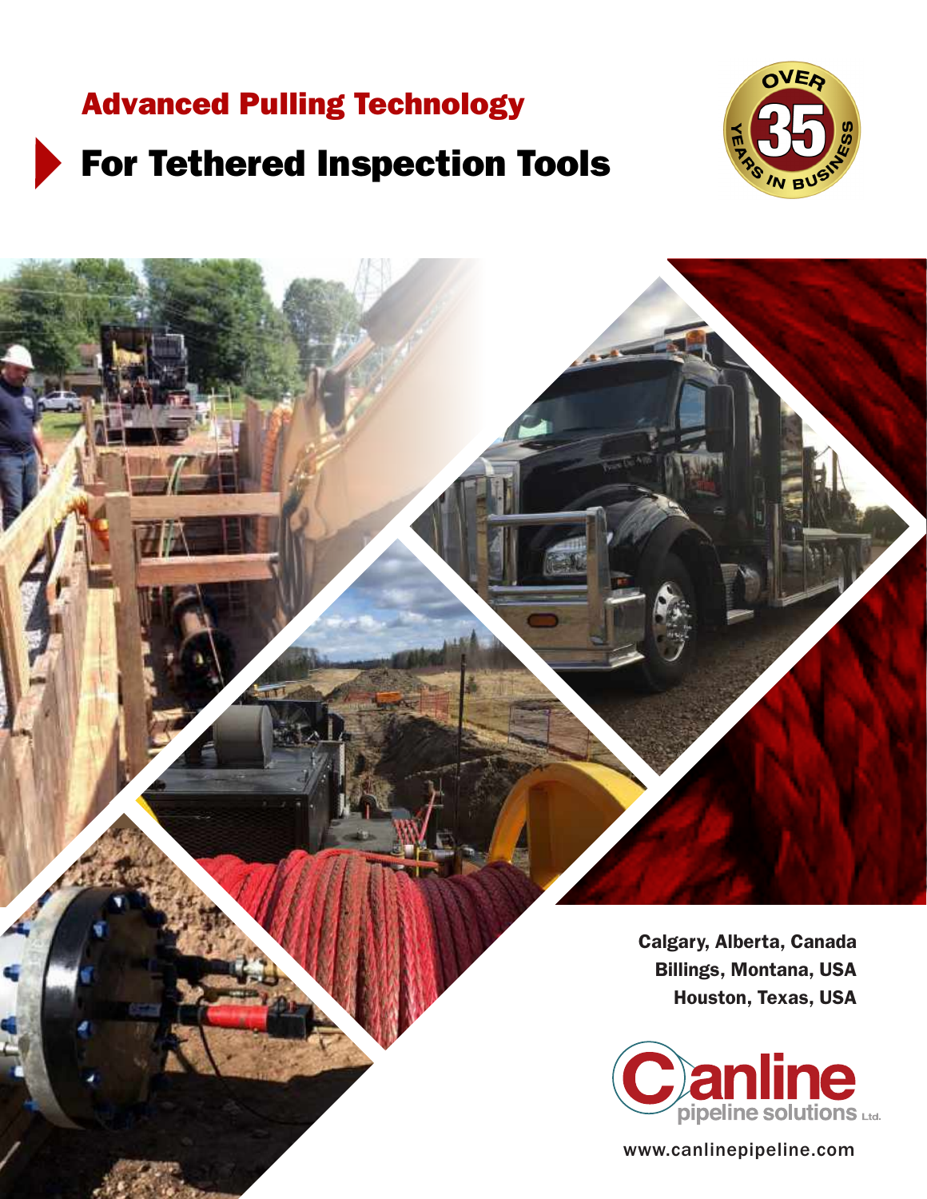## Advanced Pulling Technology

# For Tethered Inspection Tools

OVER 35 YEARS IN BUSINESS

Calgary, Alberta, Canada
Billings, Montana, USA
Houston, Texas, USA

Canline pipeline solutions Ltd.

www.canlinepipeline.com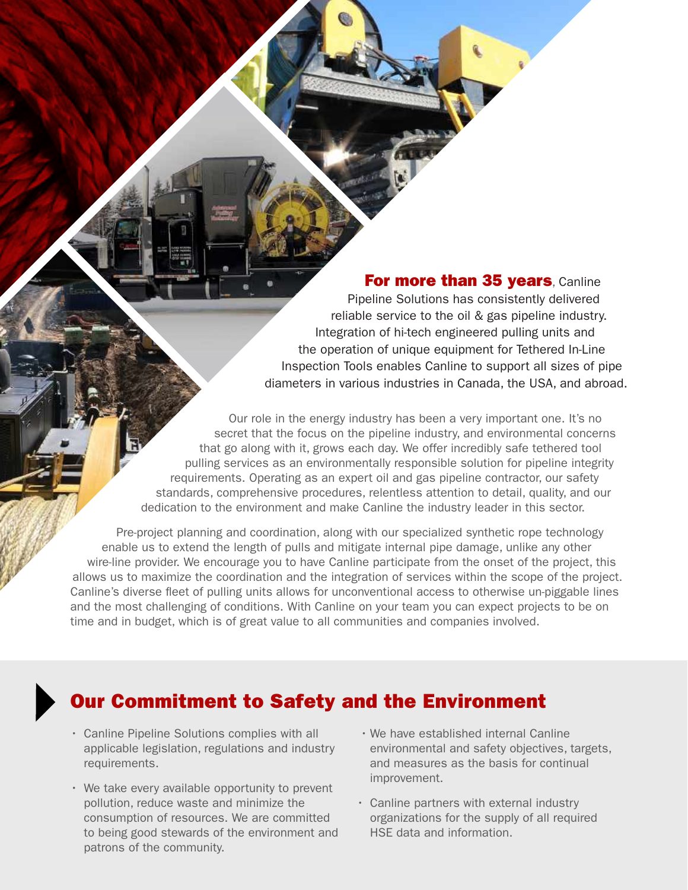**For more than 35 years**, Canline Pipeline Solutions has consistently delivered reliable service to the oil & gas pipeline industry. Integration of hi-tech engineered pulling units and the operation of unique equipment for Tethered In-Line Inspection Tools enables Canline to support all sizes of pipe diameters in various industries in Canada, the USA, and abroad.

Our role in the energy industry has been a very important one. It's no secret that the focus on the pipeline industry, and environmental concerns that go along with it, grows each day. We offer incredibly safe tethered tool pulling services as an environmentally responsible solution for pipeline integrity requirements. Operating as an expert oil and gas pipeline contractor, our safety standards, comprehensive procedures, relentless attention to detail, quality, and our dedication to the environment and make Canline the industry leader in this sector.

Pre-project planning and coordination, along with our specialized synthetic rope technology enable us to extend the length of pulls and mitigate internal pipe damage, unlike any other wire-line provider. We encourage you to have Canline participate from the onset of the project, this allows us to maximize the coordination and the integration of services within the scope of the project. Canline's diverse fleet of pulling units allows for unconventional access to otherwise un-piggable lines and the most challenging of conditions. With Canline on your team you can expect projects to be on time and in budget, which is of great value to all communities and companies involved.

## Our Commitment to Safety and the Environment

- Canline Pipeline Solutions complies with all applicable legislation, regulations and industry requirements.
- We take every available opportunity to prevent pollution, reduce waste and minimize the consumption of resources. We are committed to being good stewards of the environment and patrons of the community.
- We have established internal Canline environmental and safety objectives, targets, and measures as the basis for continual improvement.
- Canline partners with external industry organizations for the supply of all required HSE data and information.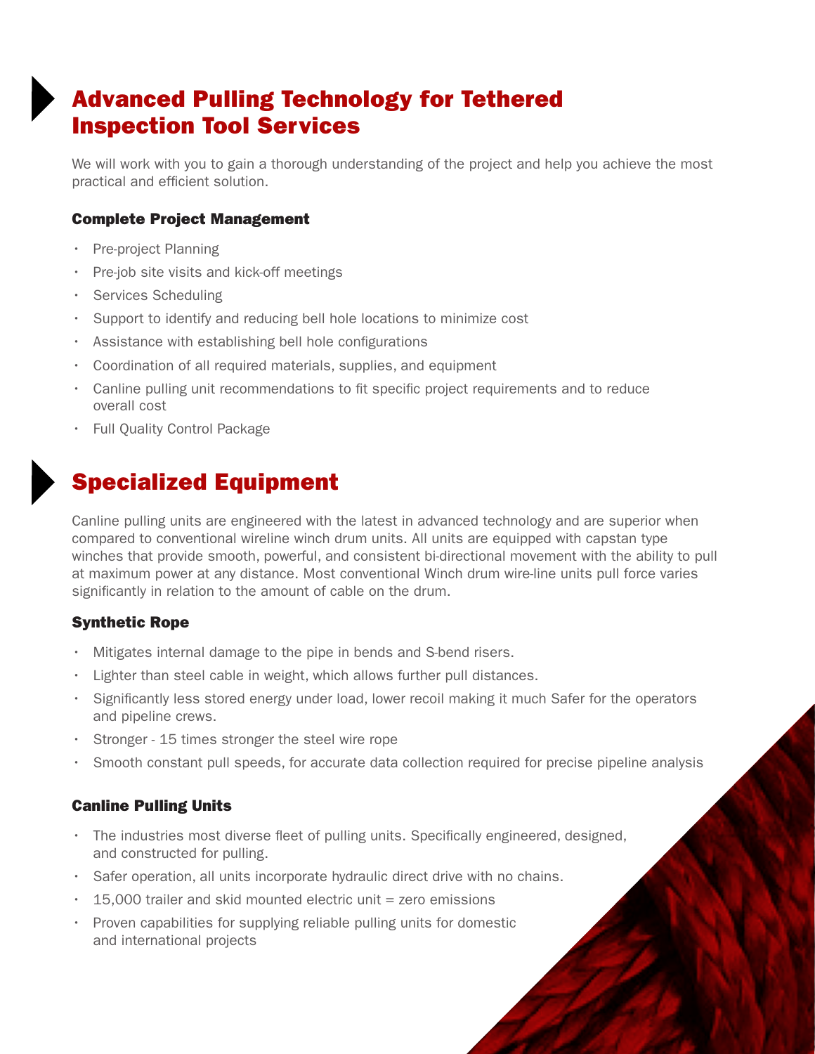# Advanced Pulling Technology for Tethered Inspection Tool Services

We will work with you to gain a thorough understanding of the project and help you achieve the most practical and efficient solution.

### Complete Project Management

- Pre-project Planning
- Pre-job site visits and kick-off meetings
- Services Scheduling
- Support to identify and reducing bell hole locations to minimize cost
- Assistance with establishing bell hole configurations
- Coordination of all required materials, supplies, and equipment
- Canline pulling unit recommendations to fit specific project requirements and to reduce overall cost
- Full Quality Control Package

# Specialized Equipment

Canline pulling units are engineered with the latest in advanced technology and are superior when compared to conventional wireline winch drum units. All units are equipped with capstan type winches that provide smooth, powerful, and consistent bi-directional movement with the ability to pull at maximum power at any distance. Most conventional Winch drum wire-line units pull force varies significantly in relation to the amount of cable on the drum.

### Synthetic Rope

- Mitigates internal damage to the pipe in bends and S-bend risers.
- Lighter than steel cable in weight, which allows further pull distances.
- Significantly less stored energy under load, lower recoil making it much Safer for the operators and pipeline crews.
- Stronger - 15 times stronger the steel wire rope
- Smooth constant pull speeds, for accurate data collection required for precise pipeline analysis

### Canline Pulling Units

- The industries most diverse fleet of pulling units. Specifically engineered, designed, and constructed for pulling.
- Safer operation, all units incorporate hydraulic direct drive with no chains.
- 15,000 trailer and skid mounted electric unit = zero emissions
- Proven capabilities for supplying reliable pulling units for domestic and international projects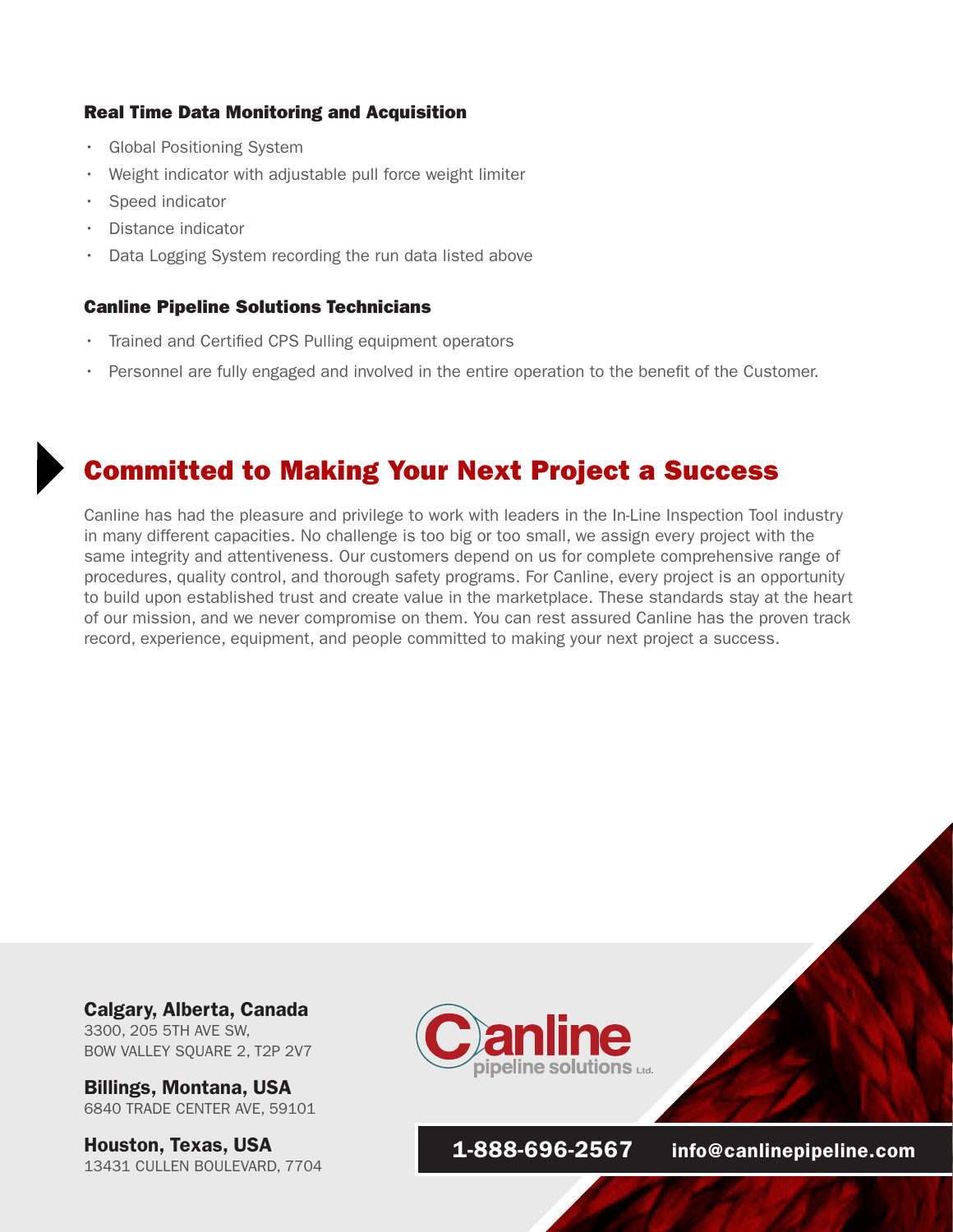### Real Time Data Monitoring and Acquisition

- Global Positioning System
- Weight indicator with adjustable pull force weight limiter
- Speed indicator
- Distance indicator
- Data Logging System recording the run data listed above

### Canline Pipeline Solutions Technicians

- Trained and Certified CPS Pulling equipment operators
- Personnel are fully engaged and involved in the entire operation to the benefit of the Customer.

## Committed to Making Your Next Project a Success

Canline has had the pleasure and privilege to work with leaders in the In-Line Inspection Tool industry in many different capacities. No challenge is too big or too small, we assign every project with the same integrity and attentiveness. Our customers depend on us for complete comprehensive range of procedures, quality control, and thorough safety programs. For Canline, every project is an opportunity to build upon established trust and create value in the marketplace. These standards stay at the heart of our mission, and we never compromise on them. You can rest assured Canline has the proven track record, experience, equipment, and people committed to making your next project a success.

**Calgary, Alberta, Canada**
3300, 205 5TH AVE SW,
BOW VALLEY SQUARE 2, T2P 2V7

**Billings, Montana, USA**
6840 TRADE CENTER AVE, 59101

**Houston, Texas, USA**
13431 CULLEN BOULEVARD, 7704

Canline pipeline solutions Ltd.

**1-888-696-2567** **info@canlinepipeline.com**